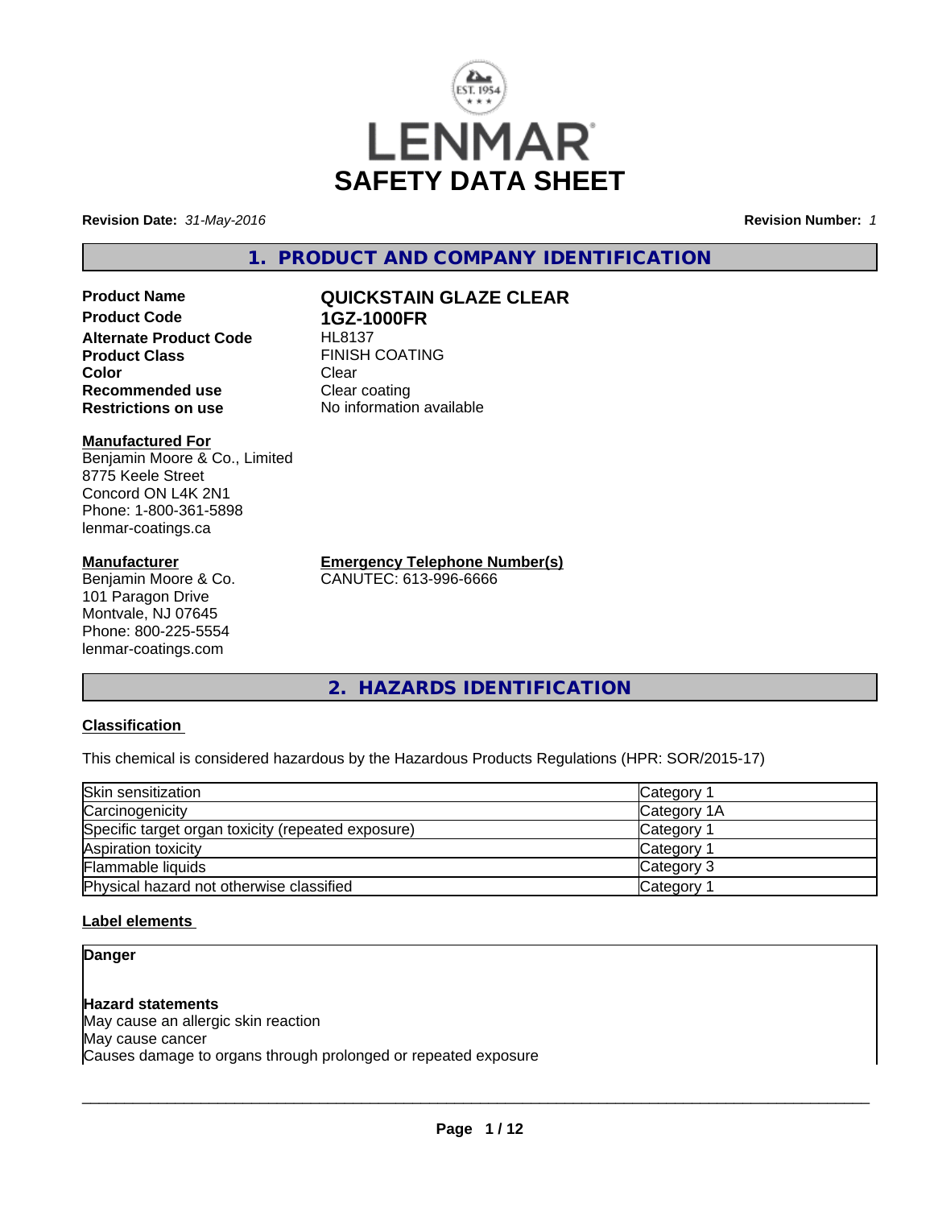LENMAR

# SAFETY DATA SHEET

**Revision Date:** *31-May-2016* **Revision Number:** *1*

## 1. PRODUCT AND COMPANY IDENTIFICATION

| | |
|---|---|
| **Product Name** | **QUICKSTAIN GLAZE CLEAR** |
| **Product Code** | **1GZ-1000FR** |
| **Alternate Product Code** | HL8137 |
| **Product Class** | FINISH COATING |
| **Color** | Clear |
| **Recommended use** | Clear coating |
| **Restrictions on use** | No information available |

**Manufactured For**
Benjamin Moore & Co., Limited
8775 Keele Street
Concord ON L4K 2N1
Phone: 1-800-361-5898
lenmar-coatings.ca

**Manufacturer**
Benjamin Moore & Co.
101 Paragon Drive
Montvale, NJ 07645
Phone: 800-225-5554
lenmar-coatings.com

**Emergency Telephone Number(s)**
CANUTEC: 613-996-6666

## 2. HAZARDS IDENTIFICATION

### Classification

This chemical is considered hazardous by the Hazardous Products Regulations (HPR: SOR/2015-17)

| | |
|---|---|
| Skin sensitization | Category 1 |
| Carcinogenicity | Category 1A |
| Specific target organ toxicity (repeated exposure) | Category 1 |
| Aspiration toxicity | Category 1 |
| Flammable liquids | Category 3 |
| Physical hazard not otherwise classified | Category 1 |

### Label elements

**Danger**

**Hazard statements**
May cause an allergic skin reaction
May cause cancer
Causes damage to organs through prolonged or repeated exposure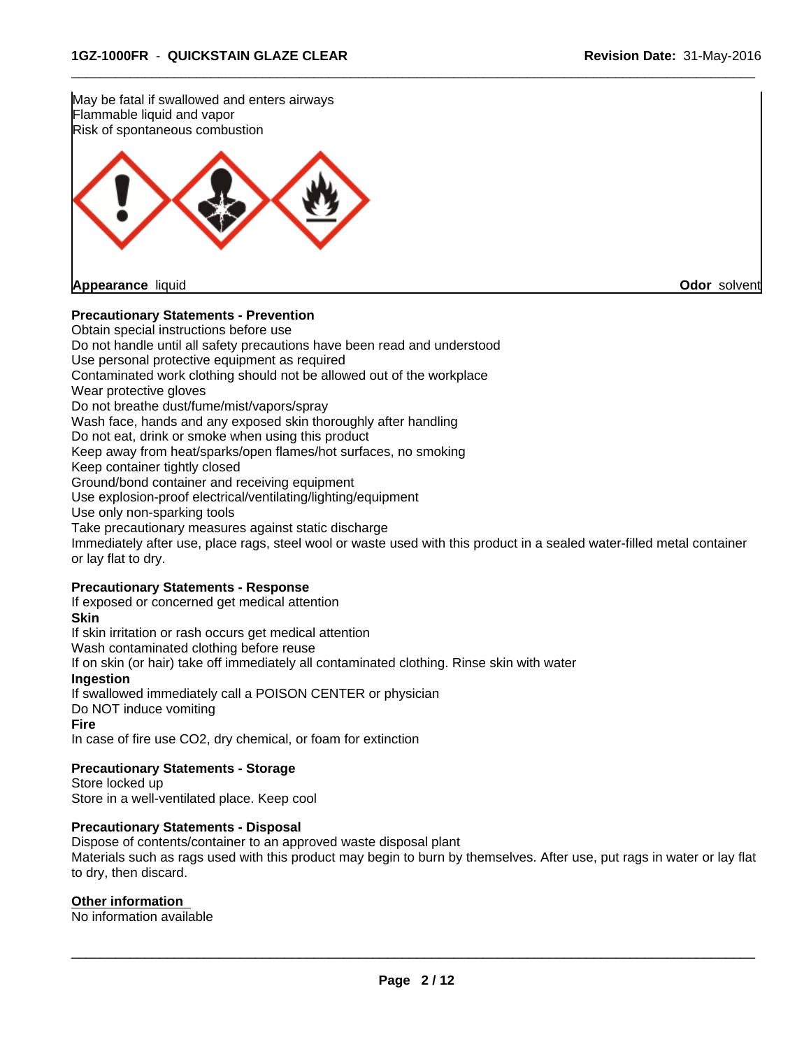May be fatal if swallowed and enters airways
Flammable liquid and vapor
Risk of spontaneous combustion

**Appearance** liquid **Odor** solvent

**Precautionary Statements - Prevention**

Obtain special instructions before use
Do not handle until all safety precautions have been read and understood
Use personal protective equipment as required
Contaminated work clothing should not be allowed out of the workplace
Wear protective gloves
Do not breathe dust/fume/mist/vapors/spray
Wash face, hands and any exposed skin thoroughly after handling
Do not eat, drink or smoke when using this product
Keep away from heat/sparks/open flames/hot surfaces, no smoking
Keep container tightly closed
Ground/bond container and receiving equipment
Use explosion-proof electrical/ventilating/lighting/equipment
Use only non-sparking tools
Take precautionary measures against static discharge
Immediately after use, place rags, steel wool or waste used with this product in a sealed water-filled metal container or lay flat to dry.

**Precautionary Statements - Response**

If exposed or concerned get medical attention

**Skin**

If skin irritation or rash occurs get medical attention
Wash contaminated clothing before reuse
If on skin (or hair) take off immediately all contaminated clothing. Rinse skin with water

**Ingestion**

If swallowed immediately call a POISON CENTER or physician
Do NOT induce vomiting

**Fire**

In case of fire use $CO_2$, dry chemical, or foam for extinction

**Precautionary Statements - Storage**

Store locked up
Store in a well-ventilated place. Keep cool

**Precautionary Statements - Disposal**

Dispose of contents/container to an approved waste disposal plant
Materials such as rags used with this product may begin to burn by themselves. After use, put rags in water or lay flat to dry, then discard.

**Other information**

No information available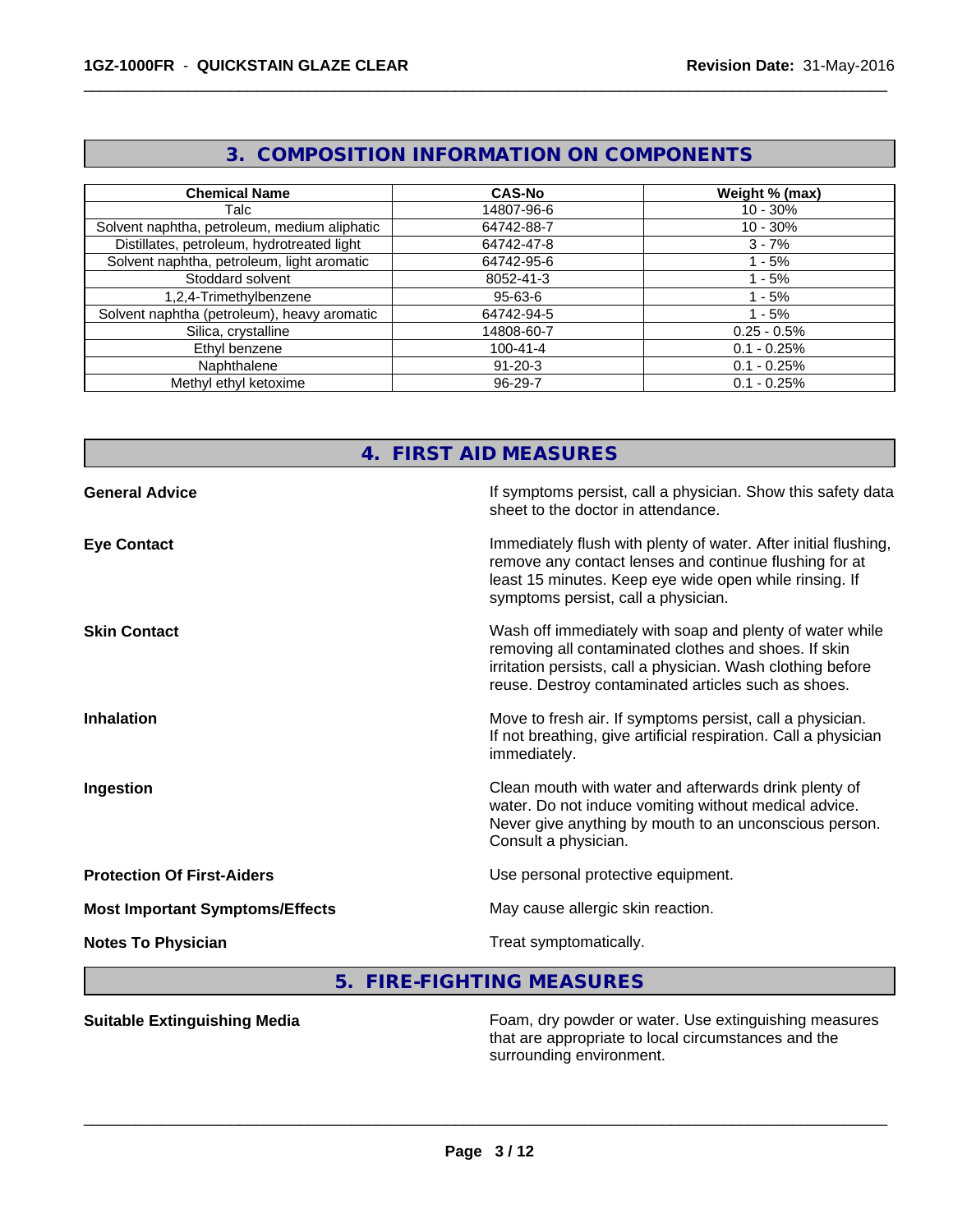## 3. COMPOSITION INFORMATION ON COMPONENTS

| Chemical Name | CAS-No | Weight % (max) |
|---|---|---|
| Talc | 14807-96-6 | 10 - 30% |
| Solvent naphtha, petroleum, medium aliphatic | 64742-88-7 | 10 - 30% |
| Distillates, petroleum, hydrotreated light | 64742-47-8 | 3 - 7% |
| Solvent naphtha, petroleum, light aromatic | 64742-95-6 | 1 - 5% |
| Stoddard solvent | 8052-41-3 | 1 - 5% |
| 1,2,4-Trimethylbenzene | 95-63-6 | 1 - 5% |
| Solvent naphtha (petroleum), heavy aromatic | 64742-94-5 | 1 - 5% |
| Silica, crystalline | 14808-60-7 | 0.25 - 0.5% |
| Ethyl benzene | 100-41-4 | 0.1 - 0.25% |
| Naphthalene | 91-20-3 | 0.1 - 0.25% |
| Methyl ethyl ketoxime | 96-29-7 | 0.1 - 0.25% |

## 4. FIRST AID MEASURES

**General Advice**
If symptoms persist, call a physician. Show this safety data sheet to the doctor in attendance.

**Eye Contact**
Immediately flush with plenty of water. After initial flushing, remove any contact lenses and continue flushing for at least 15 minutes. Keep eye wide open while rinsing. If symptoms persist, call a physician.

**Skin Contact**
Wash off immediately with soap and plenty of water while removing all contaminated clothes and shoes. If skin irritation persists, call a physician. Wash clothing before reuse. Destroy contaminated articles such as shoes.

**Inhalation**
Move to fresh air. If symptoms persist, call a physician. If not breathing, give artificial respiration. Call a physician immediately.

**Ingestion**
Clean mouth with water and afterwards drink plenty of water. Do not induce vomiting without medical advice. Never give anything by mouth to an unconscious person. Consult a physician.

**Protection Of First-Aiders**
Use personal protective equipment.

**Most Important Symptoms/Effects**
May cause allergic skin reaction.

**Notes To Physician**
Treat symptomatically.

## 5. FIRE-FIGHTING MEASURES

**Suitable Extinguishing Media**
Foam, dry powder or water. Use extinguishing measures that are appropriate to local circumstances and the surrounding environment.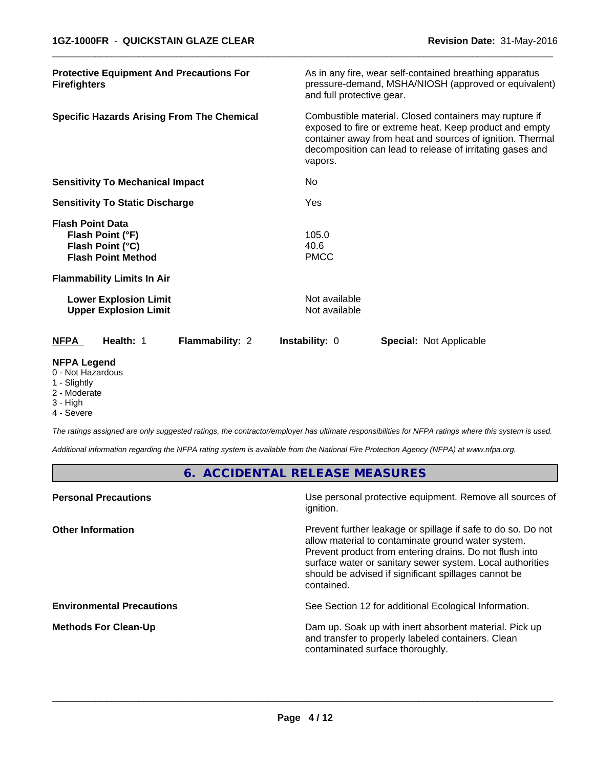**Protective Equipment And Precautions For Firefighters**
As in any fire, wear self-contained breathing apparatus pressure-demand, MSHA/NIOSH (approved or equivalent) and full protective gear.

**Specific Hazards Arising From The Chemical**
Combustible material. Closed containers may rupture if exposed to fire or extreme heat. Keep product and empty container away from heat and sources of ignition. Thermal decomposition can lead to release of irritating gases and vapors.

**Sensitivity To Mechanical Impact**
No

**Sensitivity To Static Discharge**
Yes

**Flash Point Data**

| | |
|---|---|
| **Flash Point (°F)** | 105.0 |
| **Flash Point (°C)** | 40.6 |
| **Flash Point Method** | PMCC |

**Flammability Limits In Air**

| | |
|---|---|
| **Lower Explosion Limit** | Not available |
| **Upper Explosion Limit** | Not available |

| NFPA | Health: 1 | Flammability: 2 | Instability: 0 | Special: Not Applicable |
|---|---|---|---|---|

**NFPA Legend**
0 - Not Hazardous
1 - Slightly
2 - Moderate
3 - High
4 - Severe

*The ratings assigned are only suggested ratings, the contractor/employer has ultimate responsibilities for NFPA ratings where this system is used.*

*Additional information regarding the NFPA rating system is available from the National Fire Protection Agency (NFPA) at www.nfpa.org.*

## 6. ACCIDENTAL RELEASE MEASURES

**Personal Precautions**
Use personal protective equipment. Remove all sources of ignition.

**Other Information**
Prevent further leakage or spillage if safe to do so. Do not allow material to contaminate ground water system. Prevent product from entering drains. Do not flush into surface water or sanitary sewer system. Local authorities should be advised if significant spillages cannot be contained.

**Environmental Precautions**
See Section 12 for additional Ecological Information.

**Methods For Clean-Up**
Dam up. Soak up with inert absorbent material. Pick up and transfer to properly labeled containers. Clean contaminated surface thoroughly.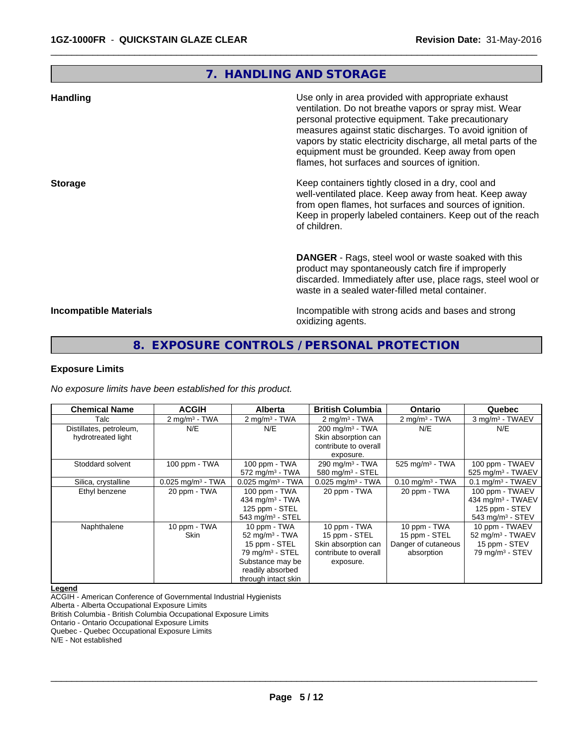## 7. HANDLING AND STORAGE

**Handling**

Use only in area provided with appropriate exhaust ventilation. Do not breathe vapors or spray mist. Wear personal protective equipment. Take precautionary measures against static discharges. To avoid ignition of vapors by static electricity discharge, all metal parts of the equipment must be grounded. Keep away from open flames, hot surfaces and sources of ignition.

**Storage**

Keep containers tightly closed in a dry, cool and well-ventilated place. Keep away from heat. Keep away from open flames, hot surfaces and sources of ignition. Keep in properly labeled containers. Keep out of the reach of children.

**DANGER** - Rags, steel wool or waste soaked with this product may spontaneously catch fire if improperly discarded. Immediately after use, place rags, steel wool or waste in a sealed water-filled metal container.

**Incompatible Materials**

Incompatible with strong acids and bases and strong oxidizing agents.

## 8. EXPOSURE CONTROLS / PERSONAL PROTECTION

### Exposure Limits

*No exposure limits have been established for this product.*

| Chemical Name | ACGIH | Alberta | British Columbia | Ontario | Quebec |
|---|---|---|---|---|---|
| Talc | 2 mg/m³ - TWA | 2 mg/m³ - TWA | 2 mg/m³ - TWA | 2 mg/m³ - TWA | 3 mg/m³ - TWAEV |
| Distillates, petroleum, hydrotreated light | N/E | N/E | 200 mg/m³ - TWA<br>Skin absorption can contribute to overall exposure. | N/E | N/E |
| Stoddard solvent | 100 ppm - TWA | 100 ppm - TWA<br>572 mg/m³ - TWA | 290 mg/m³ - TWA<br>580 mg/m³ - STEL | 525 mg/m³ - TWA | 100 ppm - TWAEV<br>525 mg/m³ - TWAEV |
| Silica, crystalline | 0.025 mg/m³ - TWA | 0.025 mg/m³ - TWA | 0.025 mg/m³ - TWA | 0.10 mg/m³ - TWA | 0.1 mg/m³ - TWAEV |
| Ethyl benzene | 20 ppm - TWA | 100 ppm - TWA<br>434 mg/m³ - TWA<br>125 ppm - STEL<br>543 mg/m³ - STEL | 20 ppm - TWA | 20 ppm - TWA | 100 ppm - TWAEV<br>434 mg/m³ - TWAEV<br>125 ppm - STEV<br>543 mg/m³ - STEV |
| Naphthalene | 10 ppm - TWA<br>Skin | 10 ppm - TWA<br>52 mg/m³ - TWA<br>15 ppm - STEL<br>79 mg/m³ - STEL<br>Substance may be readily absorbed through intact skin | 10 ppm - TWA<br>15 ppm - STEL<br>Skin absorption can contribute to overall exposure. | 10 ppm - TWA<br>15 ppm - STEL<br>Danger of cutaneous absorption | 10 ppm - TWAEV<br>52 mg/m³ - TWAEV<br>15 ppm - STEV<br>79 mg/m³ - STEV |

**Legend**

ACGIH - American Conference of Governmental Industrial Hygienists
Alberta - Alberta Occupational Exposure Limits
British Columbia - British Columbia Occupational Exposure Limits
Ontario - Ontario Occupational Exposure Limits
Quebec - Quebec Occupational Exposure Limits
N/E - Not established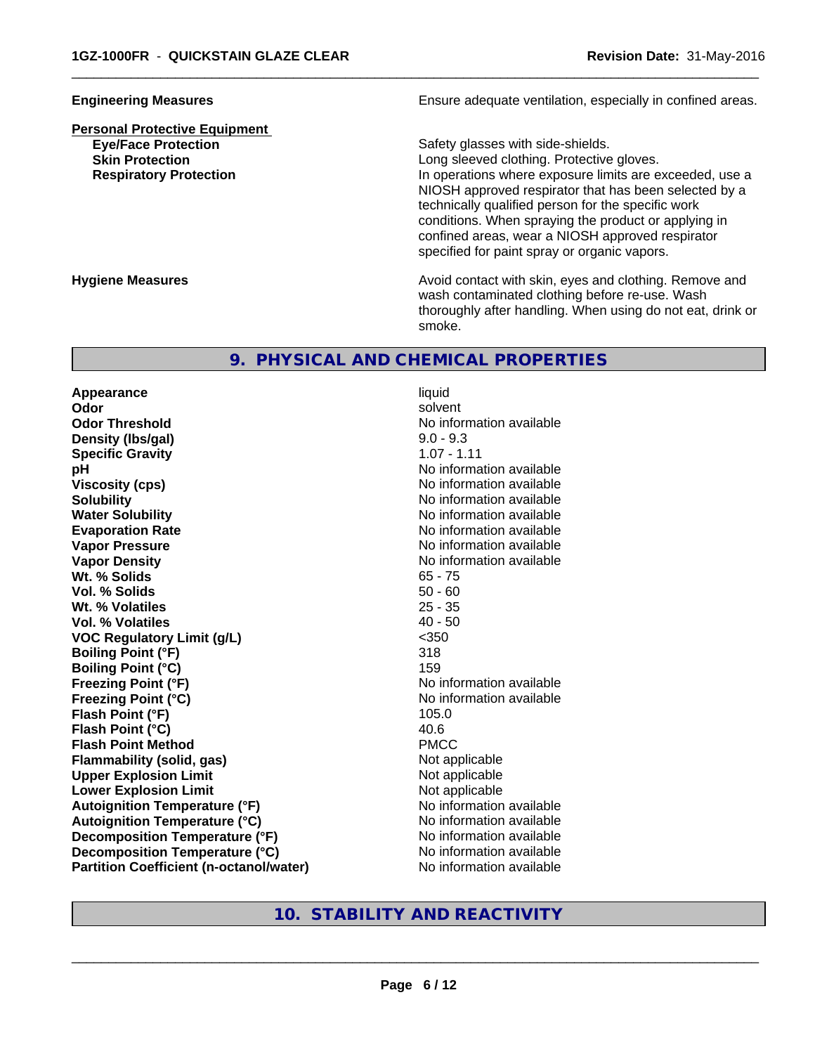| | |
|---|---|
| **Engineering Measures** | Ensure adequate ventilation, especially in confined areas. |

**Personal Protective Equipment**

| | |
|---|---|
| **Eye/Face Protection** | Safety glasses with side-shields. |
| **Skin Protection** | Long sleeved clothing. Protective gloves. |
| **Respiratory Protection** | In operations where exposure limits are exceeded, use a NIOSH approved respirator that has been selected by a technically qualified person for the specific work conditions. When spraying the product or applying in confined areas, wear a NIOSH approved respirator specified for paint spray or organic vapors. |

| | |
|---|---|
| **Hygiene Measures** | Avoid contact with skin, eyes and clothing. Remove and wash contaminated clothing before re-use. Wash thoroughly after handling. When using do not eat, drink or smoke. |

## 9. PHYSICAL AND CHEMICAL PROPERTIES

| | |
|---|---|
| **Appearance** | liquid |
| **Odor** | solvent |
| **Odor Threshold** | No information available |
| **Density (lbs/gal)** | 9.0 - 9.3 |
| **Specific Gravity** | 1.07 - 1.11 |
| **pH** | No information available |
| **Viscosity (cps)** | No information available |
| **Solubility** | No information available |
| **Water Solubility** | No information available |
| **Evaporation Rate** | No information available |
| **Vapor Pressure** | No information available |
| **Vapor Density** | No information available |
| **Wt. % Solids** | 65 - 75 |
| **Vol. % Solids** | 50 - 60 |
| **Wt. % Volatiles** | 25 - 35 |
| **Vol. % Volatiles** | 40 - 50 |
| **VOC Regulatory Limit (g/L)** | <350 |
| **Boiling Point (°F)** | 318 |
| **Boiling Point (°C)** | 159 |
| **Freezing Point (°F)** | No information available |
| **Freezing Point (°C)** | No information available |
| **Flash Point (°F)** | 105.0 |
| **Flash Point (°C)** | 40.6 |
| **Flash Point Method** | PMCC |
| **Flammability (solid, gas)** | Not applicable |
| **Upper Explosion Limit** | Not applicable |
| **Lower Explosion Limit** | Not applicable |
| **Autoignition Temperature (°F)** | No information available |
| **Autoignition Temperature (°C)** | No information available |
| **Decomposition Temperature (°F)** | No information available |
| **Decomposition Temperature (°C)** | No information available |
| **Partition Coefficient (n-octanol/water)** | No information available |

## 10. STABILITY AND REACTIVITY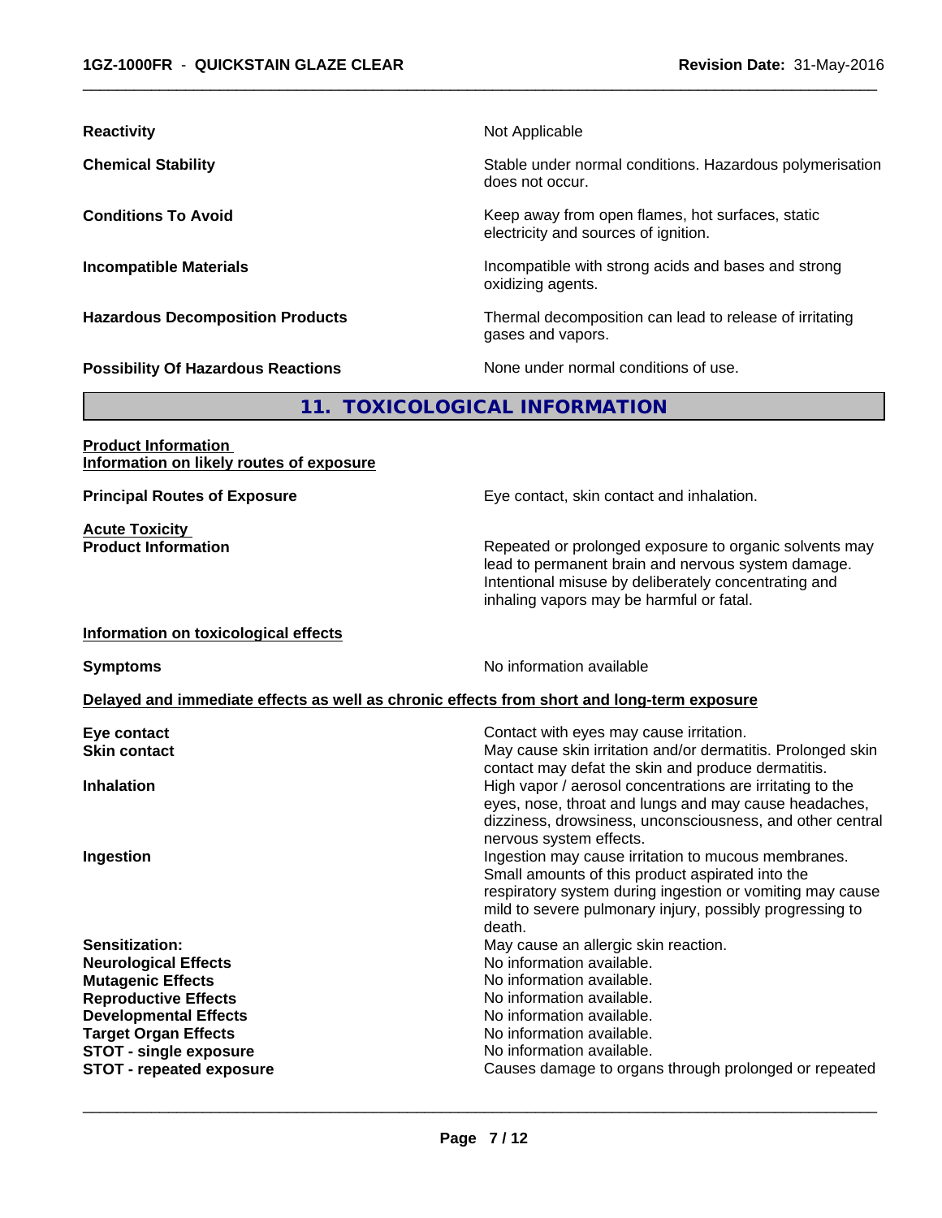| | |
|---|---|
| **Reactivity** | Not Applicable |
| **Chemical Stability** | Stable under normal conditions. Hazardous polymerisation does not occur. |
| **Conditions To Avoid** | Keep away from open flames, hot surfaces, static electricity and sources of ignition. |
| **Incompatible Materials** | Incompatible with strong acids and bases and strong oxidizing agents. |
| **Hazardous Decomposition Products** | Thermal decomposition can lead to release of irritating gases and vapors. |
| **Possibility Of Hazardous Reactions** | None under normal conditions of use. |

## 11. TOXICOLOGICAL INFORMATION

**Product Information**
**Information on likely routes of exposure**

| | |
|---|---|
| **Principal Routes of Exposure** | Eye contact, skin contact and inhalation. |

**Acute Toxicity**

| | |
|---|---|
| **Product Information** | Repeated or prolonged exposure to organic solvents may lead to permanent brain and nervous system damage. Intentional misuse by deliberately concentrating and inhaling vapors may be harmful or fatal. |

**Information on toxicological effects**

| | |
|---|---|
| **Symptoms** | No information available |

**Delayed and immediate effects as well as chronic effects from short and long-term exposure**

| | |
|---|---|
| **Eye contact** | Contact with eyes may cause irritation. |
| **Skin contact** | May cause skin irritation and/or dermatitis. Prolonged skin contact may defat the skin and produce dermatitis. |
| **Inhalation** | High vapor / aerosol concentrations are irritating to the eyes, nose, throat and lungs and may cause headaches, dizziness, drowsiness, unconsciousness, and other central nervous system effects. |
| **Ingestion** | Ingestion may cause irritation to mucous membranes. Small amounts of this product aspirated into the respiratory system during ingestion or vomiting may cause mild to severe pulmonary injury, possibly progressing to death. |
| **Sensitization:** | May cause an allergic skin reaction. |
| **Neurological Effects** | No information available. |
| **Mutagenic Effects** | No information available. |
| **Reproductive Effects** | No information available. |
| **Developmental Effects** | No information available. |
| **Target Organ Effects** | No information available. |
| **STOT - single exposure** | No information available. |
| **STOT - repeated exposure** | Causes damage to organs through prolonged or repeated |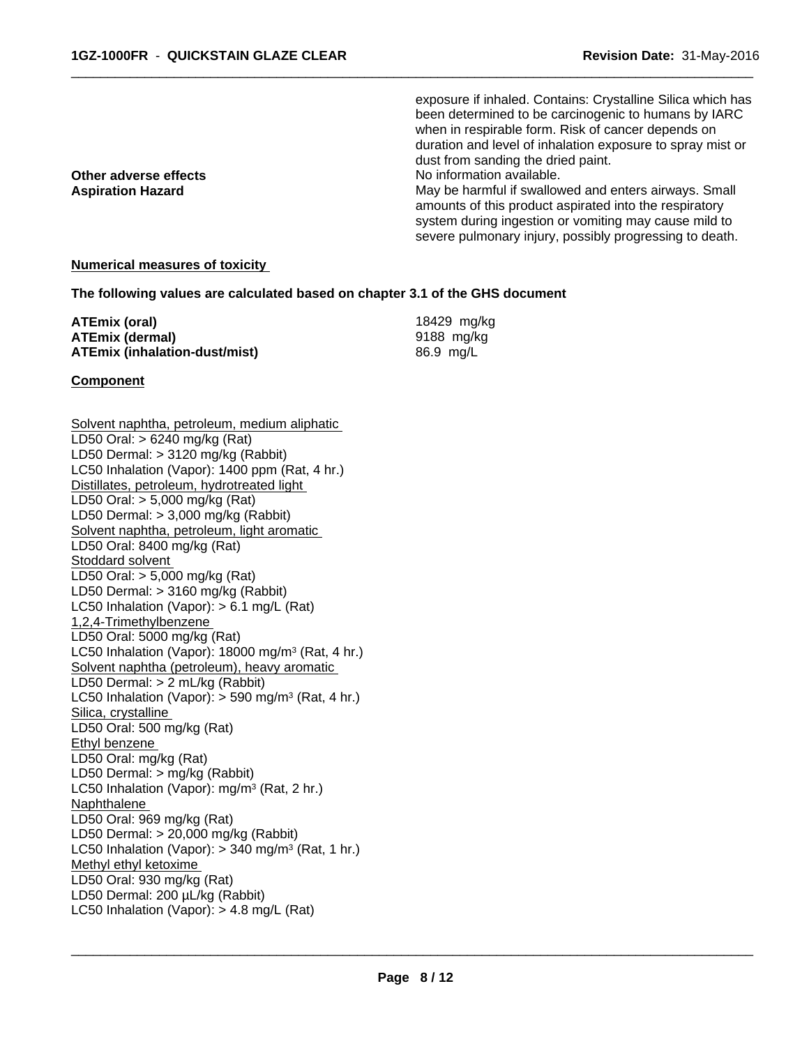exposure if inhaled. Contains: Crystalline Silica which has been determined to be carcinogenic to humans by IARC when in respirable form. Risk of cancer depends on duration and level of inhalation exposure to spray mist or dust from sanding the dried paint.

**Other adverse effects** No information available.

**Aspiration Hazard** May be harmful if swallowed and enters airways. Small amounts of this product aspirated into the respiratory system during ingestion or vomiting may cause mild to severe pulmonary injury, possibly progressing to death.

**Numerical measures of toxicity**

**The following values are calculated based on chapter 3.1 of the GHS document**

| | |
|---|---|
| **ATEmix (oral)** | 18429 mg/kg |
| **ATEmix (dermal)** | 9188 mg/kg |
| **ATEmix (inhalation-dust/mist)** | 86.9 mg/L |

**Component**

Solvent naphtha, petroleum, medium aliphatic
LD50 Oral: > 6240 mg/kg (Rat)
LD50 Dermal: > 3120 mg/kg (Rabbit)
LC50 Inhalation (Vapor): 1400 ppm (Rat, 4 hr.)

Distillates, petroleum, hydrotreated light
LD50 Oral: > 5,000 mg/kg (Rat)
LD50 Dermal: > 3,000 mg/kg (Rabbit)

Solvent naphtha, petroleum, light aromatic
LD50 Oral: 8400 mg/kg (Rat)

Stoddard solvent
LD50 Oral: > 5,000 mg/kg (Rat)
LD50 Dermal: > 3160 mg/kg (Rabbit)
LC50 Inhalation (Vapor): > 6.1 mg/L (Rat)

1,2,4-Trimethylbenzene
LD50 Oral: 5000 mg/kg (Rat)
LC50 Inhalation (Vapor): 18000 mg/m³ (Rat, 4 hr.)

Solvent naphtha (petroleum), heavy aromatic
LD50 Dermal: > 2 mL/kg (Rabbit)
LC50 Inhalation (Vapor): > 590 mg/m³ (Rat, 4 hr.)

Silica, crystalline
LD50 Oral: 500 mg/kg (Rat)

Ethyl benzene
LD50 Oral: mg/kg (Rat)
LD50 Dermal: > mg/kg (Rabbit)
LC50 Inhalation (Vapor): mg/m³ (Rat, 2 hr.)

Naphthalene
LD50 Oral: 969 mg/kg (Rat)
LD50 Dermal: > 20,000 mg/kg (Rabbit)
LC50 Inhalation (Vapor): > 340 mg/m³ (Rat, 1 hr.)

Methyl ethyl ketoxime
LD50 Oral: 930 mg/kg (Rat)
LD50 Dermal: 200 µL/kg (Rabbit)
LC50 Inhalation (Vapor): > 4.8 mg/L (Rat)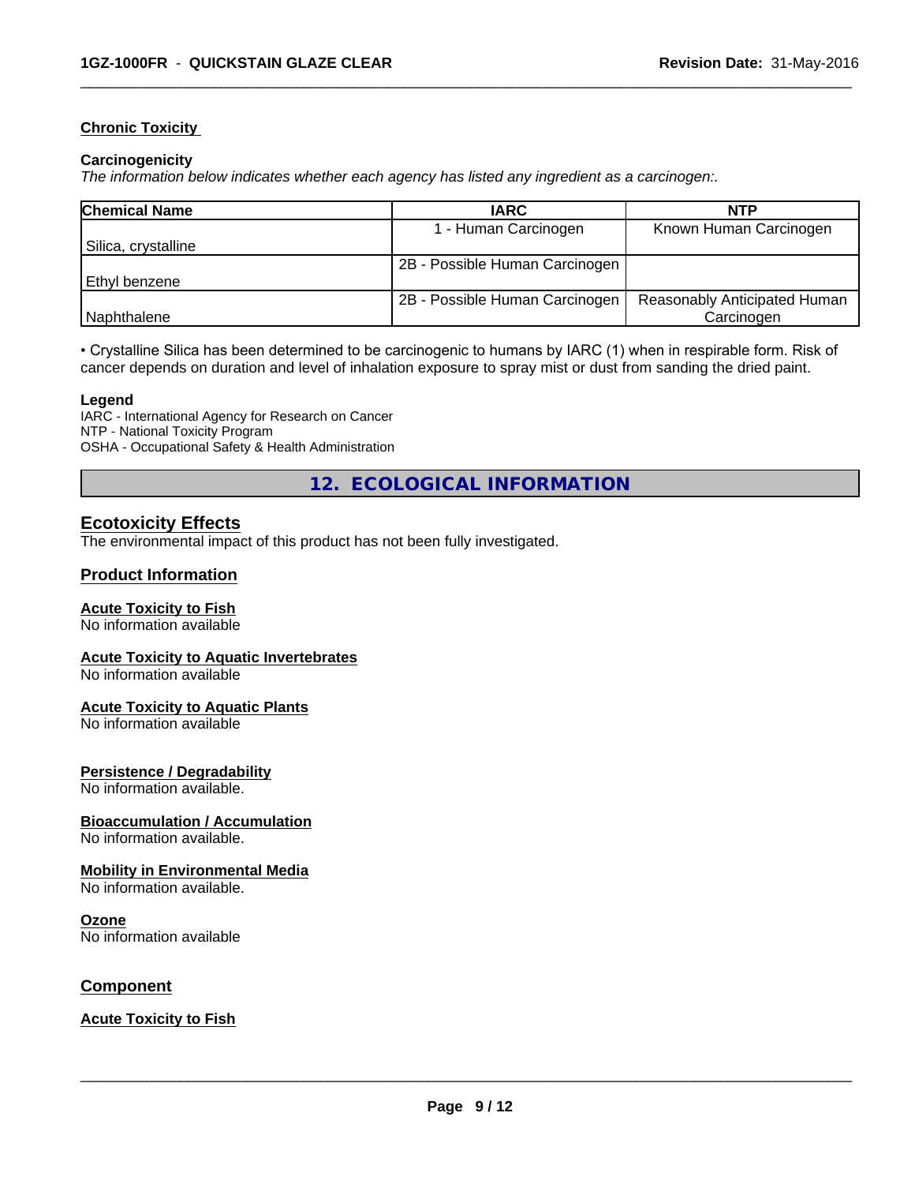### Chronic Toxicity

**Carcinogenicity**

*The information below indicates whether each agency has listed any ingredient as a carcinogen:.*

| Chemical Name | IARC | NTP |
|---|---|---|
| Silica, crystalline | 1 - Human Carcinogen | Known Human Carcinogen |
| Ethyl benzene | 2B - Possible Human Carcinogen | |
| Naphthalene | 2B - Possible Human Carcinogen | Reasonably Anticipated Human Carcinogen |

• Crystalline Silica has been determined to be carcinogenic to humans by IARC (1) when in respirable form. Risk of cancer depends on duration and level of inhalation exposure to spray mist or dust from sanding the dried paint.

**Legend**

IARC - International Agency for Research on Cancer
NTP - National Toxicity Program
OSHA - Occupational Safety & Health Administration

## 12. ECOLOGICAL INFORMATION

### Ecotoxicity Effects

The environmental impact of this product has not been fully investigated.

### Product Information

**Acute Toxicity to Fish**

No information available

**Acute Toxicity to Aquatic Invertebrates**

No information available

**Acute Toxicity to Aquatic Plants**

No information available

**Persistence / Degradability**

No information available.

**Bioaccumulation / Accumulation**

No information available.

**Mobility in Environmental Media**

No information available.

**Ozone**

No information available

### Component

**Acute Toxicity to Fish**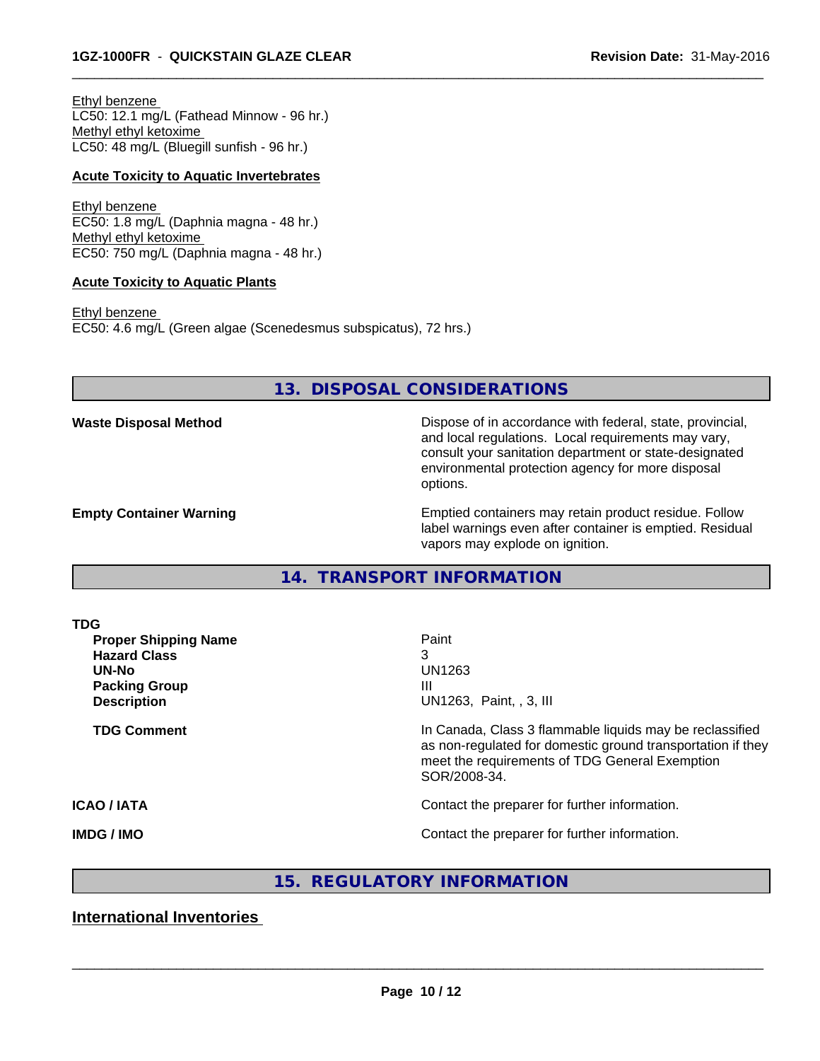Ethyl benzene
LC50: 12.1 mg/L (Fathead Minnow - 96 hr.)
Methyl ethyl ketoxime
LC50: 48 mg/L (Bluegill sunfish - 96 hr.)

**Acute Toxicity to Aquatic Invertebrates**

Ethyl benzene
EC50: 1.8 mg/L (Daphnia magna - 48 hr.)
Methyl ethyl ketoxime
EC50: 750 mg/L (Daphnia magna - 48 hr.)

**Acute Toxicity to Aquatic Plants**

Ethyl benzene
EC50: 4.6 mg/L (Green algae (Scenedesmus subspicatus), 72 hrs.)

## 13. DISPOSAL CONSIDERATIONS

**Waste Disposal Method**

Dispose of in accordance with federal, state, provincial, and local regulations. Local requirements may vary, consult your sanitation department or state-designated environmental protection agency for more disposal options.

**Empty Container Warning**

Emptied containers may retain product residue. Follow label warnings even after container is emptied. Residual vapors may explode on ignition.

## 14. TRANSPORT INFORMATION

**TDG**

| | |
|---|---|
| **Proper Shipping Name** | Paint |
| **Hazard Class** | 3 |
| **UN-No** | UN1263 |
| **Packing Group** | III |
| **Description** | UN1263, Paint, , 3, III |
| **TDG Comment** | In Canada, Class 3 flammable liquids may be reclassified as non-regulated for domestic ground transportation if they meet the requirements of TDG General Exemption SOR/2008-34. |

**ICAO / IATA**

Contact the preparer for further information.

**IMDG / IMO**

Contact the preparer for further information.

## 15. REGULATORY INFORMATION

### International Inventories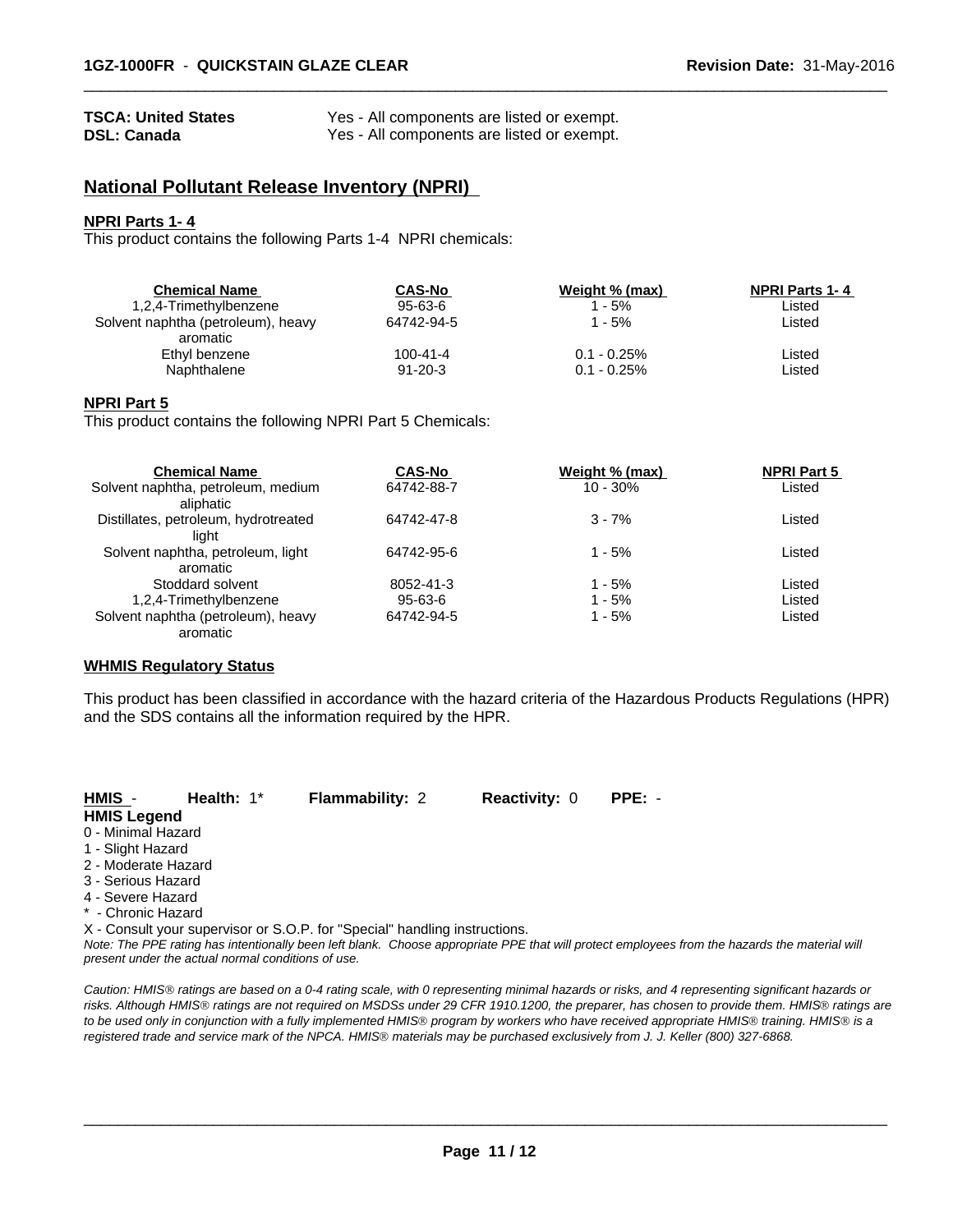**TSCA: United States** Yes - All components are listed or exempt.
**DSL: Canada** Yes - All components are listed or exempt.

## National Pollutant Release Inventory (NPRI)

**NPRI Parts 1- 4**

This product contains the following Parts 1-4 NPRI chemicals:

| Chemical Name | CAS-No | Weight % (max) | NPRI Parts 1- 4 |
|---|---|---|---|
| 1,2,4-Trimethylbenzene | 95-63-6 | 1 - 5% | Listed |
| Solvent naphtha (petroleum), heavy aromatic | 64742-94-5 | 1 - 5% | Listed |
| Ethyl benzene | 100-41-4 | 0.1 - 0.25% | Listed |
| Naphthalene | 91-20-3 | 0.1 - 0.25% | Listed |

**NPRI Part 5**

This product contains the following NPRI Part 5 Chemicals:

| Chemical Name | CAS-No | Weight % (max) | NPRI Part 5 |
|---|---|---|---|
| Solvent naphtha, petroleum, medium aliphatic | 64742-88-7 | 10 - 30% | Listed |
| Distillates, petroleum, hydrotreated light | 64742-47-8 | 3 - 7% | Listed |
| Solvent naphtha, petroleum, light aromatic | 64742-95-6 | 1 - 5% | Listed |
| Stoddard solvent | 8052-41-3 | 1 - 5% | Listed |
| 1,2,4-Trimethylbenzene | 95-63-6 | 1 - 5% | Listed |
| Solvent naphtha (petroleum), heavy aromatic | 64742-94-5 | 1 - 5% | Listed |

**WHMIS Regulatory Status**

This product has been classified in accordance with the hazard criteria of the Hazardous Products Regulations (HPR) and the SDS contains all the information required by the HPR.

**HMIS** - **Health:** 1* **Flammability:** 2 **Reactivity:** 0 **PPE:** -

**HMIS Legend**

0 - Minimal Hazard
1 - Slight Hazard
2 - Moderate Hazard
3 - Serious Hazard
4 - Severe Hazard
* - Chronic Hazard
X - Consult your supervisor or S.O.P. for "Special" handling instructions.

*Note: The PPE rating has intentionally been left blank. Choose appropriate PPE that will protect employees from the hazards the material will present under the actual normal conditions of use.*

*Caution: HMIS® ratings are based on a 0-4 rating scale, with 0 representing minimal hazards or risks, and 4 representing significant hazards or risks. Although HMIS® ratings are not required on MSDSs under 29 CFR 1910.1200, the preparer, has chosen to provide them. HMIS® ratings are to be used only in conjunction with a fully implemented HMIS® program by workers who have received appropriate HMIS® training. HMIS® is a registered trade and service mark of the NPCA. HMIS® materials may be purchased exclusively from J. J. Keller (800) 327-6868.*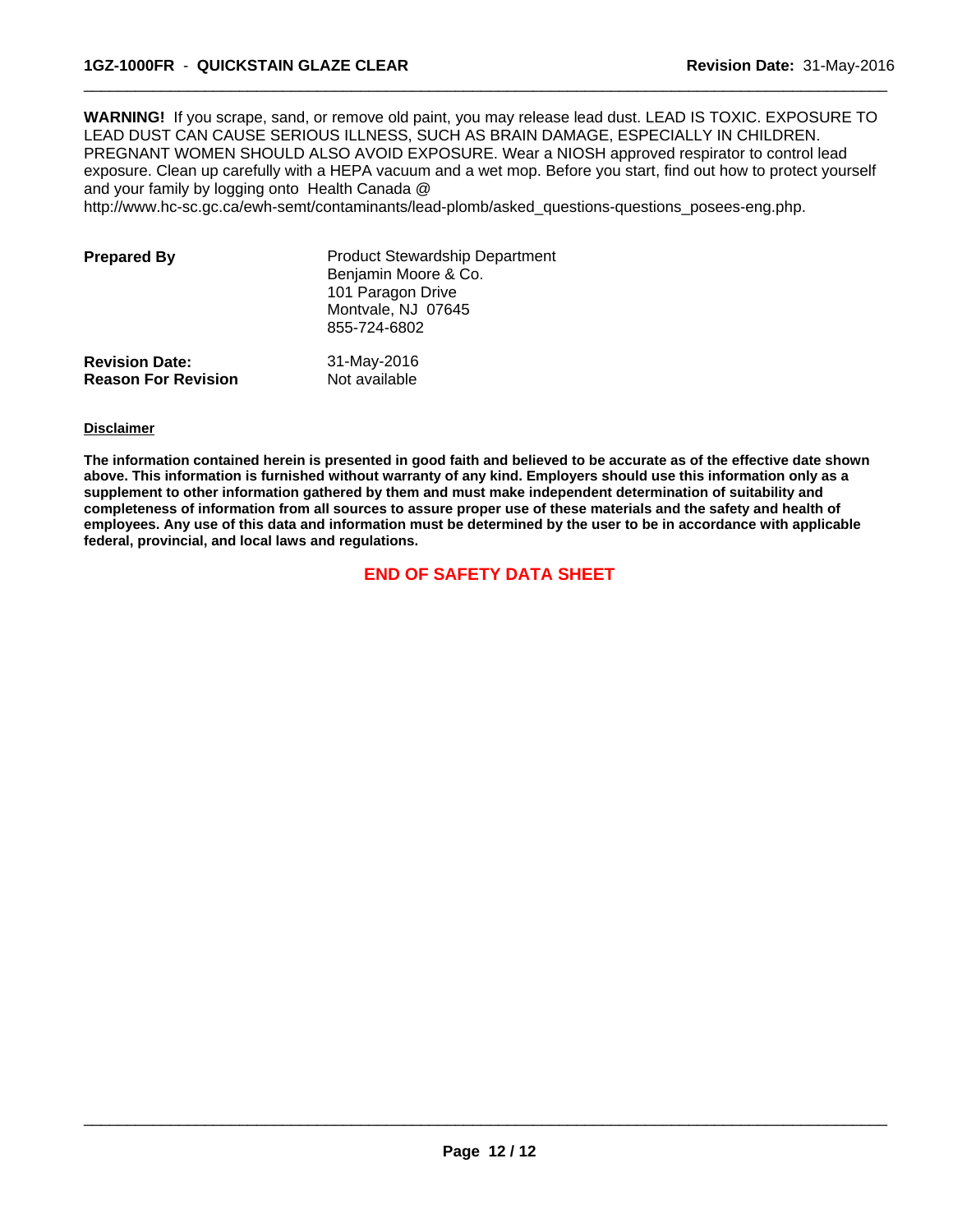**WARNING!** If you scrape, sand, or remove old paint, you may release lead dust. LEAD IS TOXIC. EXPOSURE TO LEAD DUST CAN CAUSE SERIOUS ILLNESS, SUCH AS BRAIN DAMAGE, ESPECIALLY IN CHILDREN. PREGNANT WOMEN SHOULD ALSO AVOID EXPOSURE. Wear a NIOSH approved respirator to control lead exposure. Clean up carefully with a HEPA vacuum and a wet mop. Before you start, find out how to protect yourself and your family by logging onto Health Canada @ http://www.hc-sc.gc.ca/ewh-semt/contaminants/lead-plomb/asked_questions-questions_posees-eng.php.

| | |
|---|---|
| **Prepared By** | Product Stewardship Department<br>Benjamin Moore & Co.<br>101 Paragon Drive<br>Montvale, NJ 07645<br>855-724-6802 |
| **Revision Date:** | 31-May-2016 |
| **Reason For Revision** | Not available |

**Disclaimer**

**The information contained herein is presented in good faith and believed to be accurate as of the effective date shown above. This information is furnished without warranty of any kind. Employers should use this information only as a supplement to other information gathered by them and must make independent determination of suitability and completeness of information from all sources to assure proper use of these materials and the safety and health of employees. Any use of this data and information must be determined by the user to be in accordance with applicable federal, provincial, and local laws and regulations.**

**END OF SAFETY DATA SHEET**